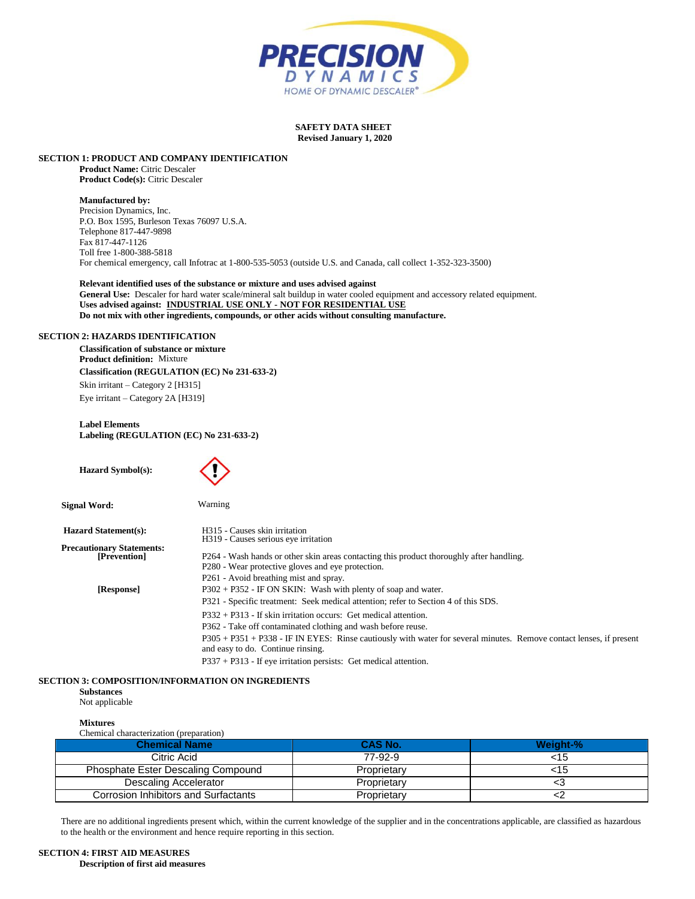PRECISION DYNAMICS
HOME OF DYNAMIC DESCALER®

**SAFETY DATA SHEET**
**Revised January 1, 2020**

## SECTION 1: PRODUCT AND COMPANY IDENTIFICATION

**Product Name:** Citric Descaler
**Product Code(s):** Citric Descaler

**Manufactured by:**
Precision Dynamics, Inc.
P.O. Box 1595, Burleson Texas 76097 U.S.A.
Telephone 817-447-9898
Fax 817-447-1126
Toll free 1-800-388-5818
For chemical emergency, call Infotrac at 1-800-535-5053 (outside U.S. and Canada, call collect 1-352-323-3500)

**Relevant identified uses of the substance or mixture and uses advised against**
**General Use:** Descaler for hard water scale/mineral salt buildup in water cooled equipment and accessory related equipment.
**Uses advised against:** **INDUSTRIAL USE ONLY - NOT FOR RESIDENTIAL USE**
**Do not mix with other ingredients, compounds, or other acids without consulting manufacture.**

## SECTION 2: HAZARDS IDENTIFICATION

**Classification of substance or mixture**
**Product definition:** Mixture
**Classification (REGULATION (EC) No 231-633-2)**
Skin irritant – Category 2 [H315]
Eye irritant – Category 2A [H319]

**Label Elements**
**Labeling (REGULATION (EC) No 231-633-2)**

**Hazard Symbol(s):**

**Signal Word:** Warning

**Hazard Statement(s):**
H315 - Causes skin irritation
H319 - Causes serious eye irritation

**Precautionary Statements:**
**[Prevention]**
P264 - Wash hands or other skin areas contacting this product thoroughly after handling.
P280 - Wear protective gloves and eye protection.
P261 - Avoid breathing mist and spray.

**[Response]**
P302 + P352 - IF ON SKIN: Wash with plenty of soap and water.
P321 - Specific treatment: Seek medical attention; refer to Section 4 of this SDS.
P332 + P313 - If skin irritation occurs: Get medical attention.
P362 - Take off contaminated clothing and wash before reuse.
P305 + P351 + P338 - IF IN EYES: Rinse cautiously with water for several minutes. Remove contact lenses, if present and easy to do. Continue rinsing.
P337 + P313 - If eye irritation persists: Get medical attention.

## SECTION 3: COMPOSITION/INFORMATION ON INGREDIENTS

**Substances**
Not applicable

**Mixtures**
Chemical characterization (preparation)

| Chemical Name | CAS No. | Weight-% |
|---|---|---|
| Citric Acid | 77-92-9 | <15 |
| Phosphate Ester Descaling Compound | Proprietary | <15 |
| Descaling Accelerator | Proprietary | <3 |
| Corrosion Inhibitors and Surfactants | Proprietary | <2 |

There are no additional ingredients present which, within the current knowledge of the supplier and in the concentrations applicable, are classified as hazardous to the health or the environment and hence require reporting in this section.

## SECTION 4: FIRST AID MEASURES

**Description of first aid measures**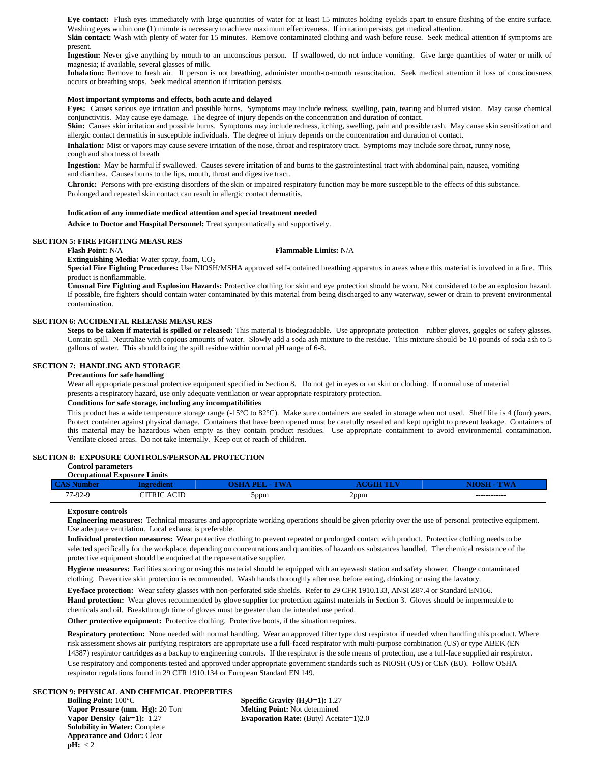**Eye contact:** Flush eyes immediately with large quantities of water for at least 15 minutes holding eyelids apart to ensure flushing of the entire surface. Washing eyes within one (1) minute is necessary to achieve maximum effectiveness. If irritation persists, get medical attention.

**Skin contact:** Wash with plenty of water for 15 minutes. Remove contaminated clothing and wash before reuse. Seek medical attention if symptoms are present.

**Ingestion:** Never give anything by mouth to an unconscious person. If swallowed, do not induce vomiting. Give large quantities of water or milk of magnesia; if available, several glasses of milk.

**Inhalation:** Remove to fresh air. If person is not breathing, administer mouth-to-mouth resuscitation. Seek medical attention if loss of consciousness occurs or breathing stops. Seek medical attention if irritation persists.

**Most important symptoms and effects, both acute and delayed**

**Eyes:** Causes serious eye irritation and possible burns. Symptoms may include redness, swelling, pain, tearing and blurred vision. May cause chemical conjunctivitis. May cause eye damage. The degree of injury depends on the concentration and duration of contact.

**Skin:** Causes skin irritation and possible burns. Symptoms may include redness, itching, swelling, pain and possible rash. May cause skin sensitization and allergic contact dermatitis in susceptible individuals. The degree of injury depends on the concentration and duration of contact.

**Inhalation:** Mist or vapors may cause severe irritation of the nose, throat and respiratory tract. Symptoms may include sore throat, runny nose, cough and shortness of breath

**Ingestion:** May be harmful if swallowed. Causes severe irritation of and burns to the gastrointestinal tract with abdominal pain, nausea, vomiting and diarrhea. Causes burns to the lips, mouth, throat and digestive tract.

**Chronic:** Persons with pre-existing disorders of the skin or impaired respiratory function may be more susceptible to the effects of this substance. Prolonged and repeated skin contact can result in allergic contact dermatitis.

**Indication of any immediate medical attention and special treatment needed**

**Advice to Doctor and Hospital Personnel:** Treat symptomatically and supportively.

## SECTION 5: FIRE FIGHTING MEASURES

**Flash Point:** N/A **Flammable Limits:** N/A

**Extinguishing Media:** Water spray, foam, $CO_2$

**Special Fire Fighting Procedures:** Use NIOSH/MSHA approved self-contained breathing apparatus in areas where this material is involved in a fire. This product is nonflammable.

**Unusual Fire Fighting and Explosion Hazards:** Protective clothing for skin and eye protection should be worn. Not considered to be an explosion hazard. If possible, fire fighters should contain water contaminated by this material from being discharged to any waterway, sewer or drain to prevent environmental contamination.

## SECTION 6: ACCIDENTAL RELEASE MEASURES

**Steps to be taken if material is spilled or released:** This material is biodegradable. Use appropriate protection—rubber gloves, goggles or safety glasses. Contain spill. Neutralize with copious amounts of water. Slowly add a soda ash mixture to the residue. This mixture should be 10 pounds of soda ash to 5 gallons of water. This should bring the spill residue within normal pH range of 6-8.

## SECTION 7: HANDLING AND STORAGE

**Precautions for safe handling**

Wear all appropriate personal protective equipment specified in Section 8. Do not get in eyes or on skin or clothing. If normal use of material presents a respiratory hazard, use only adequate ventilation or wear appropriate respiratory protection.

**Conditions for safe storage, including any incompatibilities**

This product has a wide temperature storage range (-15°C to 82°C). Make sure containers are sealed in storage when not used. Shelf life is 4 (four) years. Protect container against physical damage. Containers that have been opened must be carefully resealed and kept upright to prevent leakage. Containers of this material may be hazardous when empty as they contain product residues. Use appropriate containment to avoid environmental contamination. Ventilate closed areas. Do not take internally. Keep out of reach of children.

## SECTION 8: EXPOSURE CONTROLS/PERSONAL PROTECTION

**Control parameters**

**Occupational Exposure Limits**

| CAS Number | Ingredient | OSHA PEL - TWA | ACGIH TLV | NIOSH - TWA |
|---|---|---|---|---|
| 77-92-9 | CITRIC ACID | 5ppm | 2ppm | ------------ |

**Exposure controls**

**Engineering measures:** Technical measures and appropriate working operations should be given priority over the use of personal protective equipment. Use adequate ventilation. Local exhaust is preferable.

**Individual protection measures:** Wear protective clothing to prevent repeated or prolonged contact with product. Protective clothing needs to be selected specifically for the workplace, depending on concentrations and quantities of hazardous substances handled. The chemical resistance of the protective equipment should be enquired at the representative supplier.

**Hygiene measures:** Facilities storing or using this material should be equipped with an eyewash station and safety shower. Change contaminated clothing. Preventive skin protection is recommended. Wash hands thoroughly after use, before eating, drinking or using the lavatory.

**Eye/face protection:** Wear safety glasses with non-perforated side shields. Refer to 29 CFR 1910.133, ANSI Z87.4 or Standard EN166.

**Hand protection:** Wear gloves recommended by glove supplier for protection against materials in Section 3. Gloves should be impermeable to chemicals and oil. Breakthrough time of gloves must be greater than the intended use period.

**Other protective equipment:** Protective clothing. Protective boots, if the situation requires.

**Respiratory protection:** None needed with normal handling. Wear an approved filter type dust respirator if needed when handling this product. Where risk assessment shows air purifying respirators are appropriate use a full-faced respirator with multi-purpose combination (US) or type ABEK (EN 14387) respirator cartridges as a backup to engineering controls. If the respirator is the sole means of protection, use a full-face supplied air respirator. Use respiratory and components tested and approved under appropriate government standards such as NIOSH (US) or CEN (EU). Follow OSHA respirator regulations found in 29 CFR 1910.134 or European Standard EN 149.

## SECTION 9: PHYSICAL AND CHEMICAL PROPERTIES

**Boiling Point:** 100°C
**Vapor Pressure (mm. Hg):** 20 Torr
**Vapor Density (air=1):** 1.27
**Solubility in Water:** Complete
**Appearance and Odor:** Clear
**pH:** < 2

**Specific Gravity ($H_2O$=1):** 1.27
**Melting Point:** Not determined
**Evaporation Rate:** (Butyl Acetate=1)2.0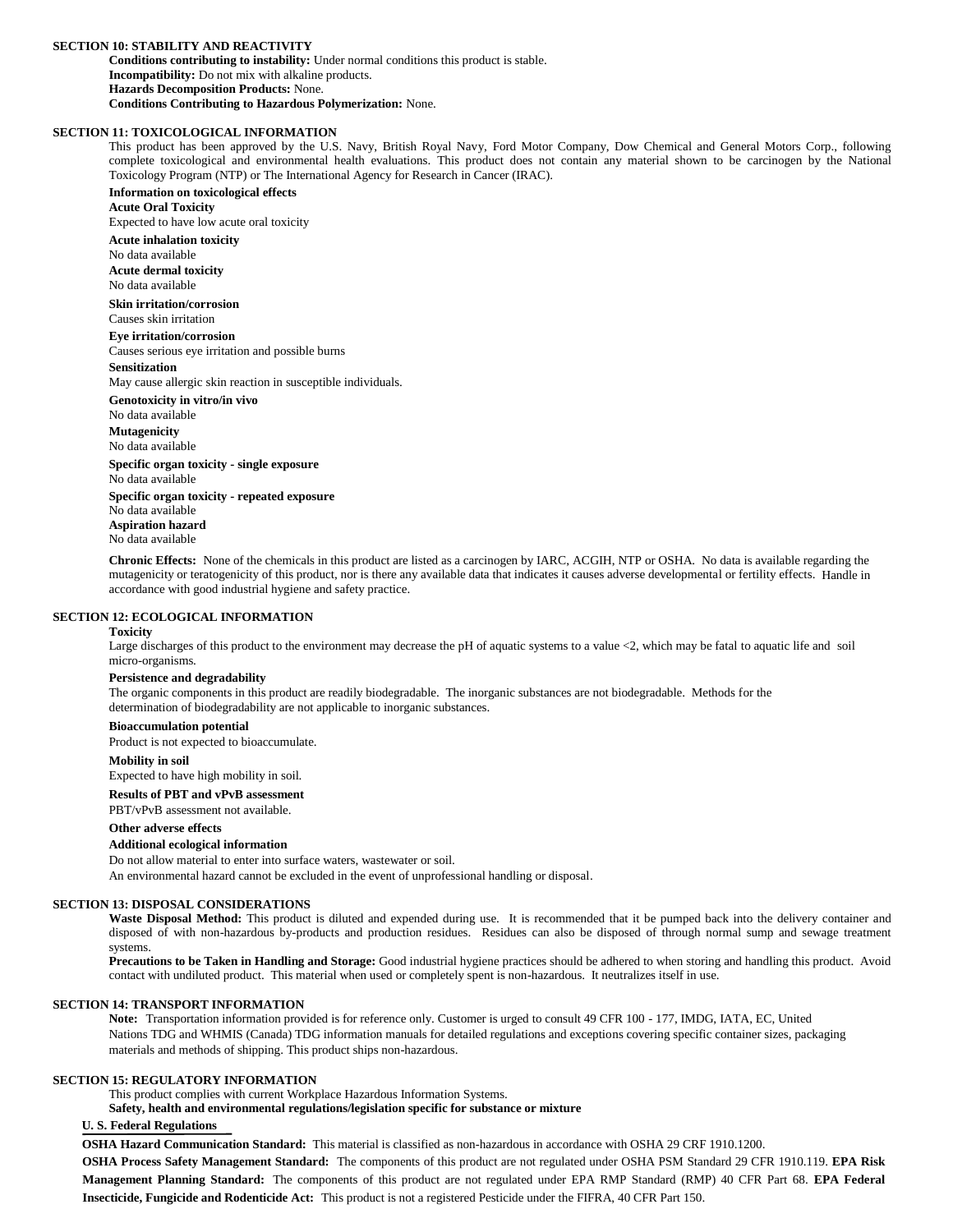## SECTION 10: STABILITY AND REACTIVITY

**Conditions contributing to instability:** Under normal conditions this product is stable.
**Incompatibility:** Do not mix with alkaline products.
**Hazards Decomposition Products:** None.
**Conditions Contributing to Hazardous Polymerization:** None.

## SECTION 11: TOXICOLOGICAL INFORMATION

This product has been approved by the U.S. Navy, British Royal Navy, Ford Motor Company, Dow Chemical and General Motors Corp., following complete toxicological and environmental health evaluations. This product does not contain any material shown to be carcinogen by the National Toxicology Program (NTP) or The International Agency for Research in Cancer (IRAC).

**Information on toxicological effects**

**Acute Oral Toxicity**
Expected to have low acute oral toxicity

**Acute inhalation toxicity**
No data available

**Acute dermal toxicity**
No data available

**Skin irritation/corrosion**
Causes skin irritation

**Eye irritation/corrosion**
Causes serious eye irritation and possible burns

**Sensitization**
May cause allergic skin reaction in susceptible individuals.

**Genotoxicity in vitro/in vivo**
No data available

**Mutagenicity**
No data available

**Specific organ toxicity - single exposure**
No data available

**Specific organ toxicity - repeated exposure**
No data available

**Aspiration hazard**
No data available

**Chronic Effects:** None of the chemicals in this product are listed as a carcinogen by IARC, ACGIH, NTP or OSHA. No data is available regarding the mutagenicity or teratogenicity of this product, nor is there any available data that indicates it causes adverse developmental or fertility effects. Handle in accordance with good industrial hygiene and safety practice.

## SECTION 12: ECOLOGICAL INFORMATION

**Toxicity**
Large discharges of this product to the environment may decrease the pH of aquatic systems to a value <2, which may be fatal to aquatic life and soil micro-organisms.

**Persistence and degradability**
The organic components in this product are readily biodegradable. The inorganic substances are not biodegradable. Methods for the determination of biodegradability are not applicable to inorganic substances.

**Bioaccumulation potential**
Product is not expected to bioaccumulate.

**Mobility in soil**
Expected to have high mobility in soil.

**Results of PBT and vPvB assessment**
PBT/vPvB assessment not available.

**Other adverse effects**

**Additional ecological information**
Do not allow material to enter into surface waters, wastewater or soil.
An environmental hazard cannot be excluded in the event of unprofessional handling or disposal.

## SECTION 13: DISPOSAL CONSIDERATIONS

**Waste Disposal Method:** This product is diluted and expended during use. It is recommended that it be pumped back into the delivery container and disposed of with non-hazardous by-products and production residues. Residues can also be disposed of through normal sump and sewage treatment systems.
**Precautions to be Taken in Handling and Storage:** Good industrial hygiene practices should be adhered to when storing and handling this product. Avoid contact with undiluted product. This material when used or completely spent is non-hazardous. It neutralizes itself in use.

## SECTION 14: TRANSPORT INFORMATION

**Note:** Transportation information provided is for reference only. Customer is urged to consult 49 CFR 100 - 177, IMDG, IATA, EC, United Nations TDG and WHMIS (Canada) TDG information manuals for detailed regulations and exceptions covering specific container sizes, packaging materials and methods of shipping. This product ships non-hazardous.

## SECTION 15: REGULATORY INFORMATION

This product complies with current Workplace Hazardous Information Systems.
**Safety, health and environmental regulations/legislation specific for substance or mixture**

**U. S. Federal Regulations**

**OSHA Hazard Communication Standard:** This material is classified as non-hazardous in accordance with OSHA 29 CRF 1910.1200.

**OSHA Process Safety Management Standard:** The components of this product are not regulated under OSHA PSM Standard 29 CFR 1910.119. **EPA Risk Management Planning Standard:** The components of this product are not regulated under EPA RMP Standard (RMP) 40 CFR Part 68. **EPA Federal Insecticide, Fungicide and Rodenticide Act:** This product is not a registered Pesticide under the FIFRA, 40 CFR Part 150.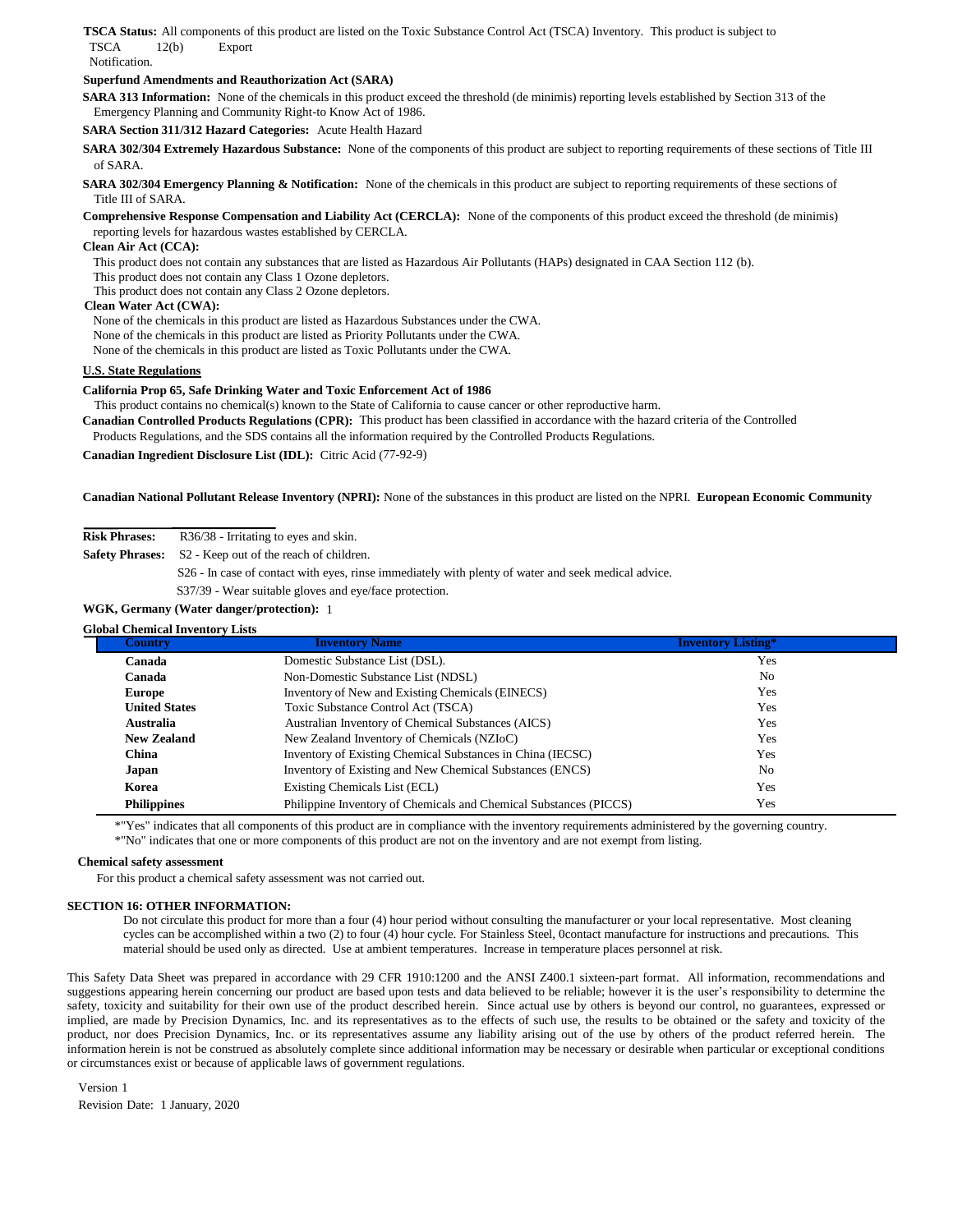**TSCA Status:** All components of this product are listed on the Toxic Substance Control Act (TSCA) Inventory. This product is subject to TSCA 12(b) Export Notification.

**Superfund Amendments and Reauthorization Act (SARA)**

**SARA 313 Information:** None of the chemicals in this product exceed the threshold (de minimis) reporting levels established by Section 313 of the Emergency Planning and Community Right-to Know Act of 1986.

**SARA Section 311/312 Hazard Categories:** Acute Health Hazard

**SARA 302/304 Extremely Hazardous Substance:** None of the components of this product are subject to reporting requirements of these sections of Title III of SARA.

**SARA 302/304 Emergency Planning & Notification:** None of the chemicals in this product are subject to reporting requirements of these sections of Title III of SARA.

**Comprehensive Response Compensation and Liability Act (CERCLA):** None of the components of this product exceed the threshold (de minimis) reporting levels for hazardous wastes established by CERCLA.

**Clean Air Act (CCA):**

This product does not contain any substances that are listed as Hazardous Air Pollutants (HAPs) designated in CAA Section 112 (b).
This product does not contain any Class 1 Ozone depletors.
This product does not contain any Class 2 Ozone depletors.

**Clean Water Act (CWA):**

None of the chemicals in this product are listed as Hazardous Substances under the CWA.
None of the chemicals in this product are listed as Priority Pollutants under the CWA.
None of the chemicals in this product are listed as Toxic Pollutants under the CWA.

**U.S. State Regulations**

**California Prop 65, Safe Drinking Water and Toxic Enforcement Act of 1986**

This product contains no chemical(s) known to the State of California to cause cancer or other reproductive harm.

**Canadian Controlled Products Regulations (CPR):** This product has been classified in accordance with the hazard criteria of the Controlled Products Regulations, and the SDS contains all the information required by the Controlled Products Regulations.

**Canadian Ingredient Disclosure List (IDL):** Citric Acid (77-92-9)

**Canadian National Pollutant Release Inventory (NPRI):** None of the substances in this product are listed on the NPRI. **European Economic Community**

**Risk Phrases:** R36/38 - Irritating to eyes and skin.

**Safety Phrases:** S2 - Keep out of the reach of children.

S26 - In case of contact with eyes, rinse immediately with plenty of water and seek medical advice.

S37/39 - Wear suitable gloves and eye/face protection.

**WGK, Germany (Water danger/protection):** 1

**Global Chemical Inventory Lists**

| Country | Inventory Name | Inventory Listing* |
|---|---|---|
| **Canada** | Domestic Substance List (DSL). | Yes |
| **Canada** | Non-Domestic Substance List (NDSL) | No |
| **Europe** | Inventory of New and Existing Chemicals (EINECS) | Yes |
| **United States** | Toxic Substance Control Act (TSCA) | Yes |
| **Australia** | Australian Inventory of Chemical Substances (AICS) | Yes |
| **New Zealand** | New Zealand Inventory of Chemicals (NZIoC) | Yes |
| **China** | Inventory of Existing Chemical Substances in China (IECSC) | Yes |
| **Japan** | Inventory of Existing and New Chemical Substances (ENCS) | No |
| **Korea** | Existing Chemicals List (ECL) | Yes |
| **Philippines** | Philippine Inventory of Chemicals and Chemical Substances (PICCS) | Yes |

*"Yes" indicates that all components of this product are in compliance with the inventory requirements administered by the governing country.
*"No" indicates that one or more components of this product are not on the inventory and are not exempt from listing.

**Chemical safety assessment**

For this product a chemical safety assessment was not carried out.

## SECTION 16: OTHER INFORMATION:

Do not circulate this product for more than a four (4) hour period without consulting the manufacturer or your local representative. Most cleaning cycles can be accomplished within a two (2) to four (4) hour cycle. For Stainless Steel, 0contact manufacture for instructions and precautions. This material should be used only as directed. Use at ambient temperatures. Increase in temperature places personnel at risk.

This Safety Data Sheet was prepared in accordance with 29 CFR 1910:1200 and the ANSI Z400.1 sixteen-part format. All information, recommendations and suggestions appearing herein concerning our product are based upon tests and data believed to be reliable; however it is the user's responsibility to determine the safety, toxicity and suitability for their own use of the product described herein. Since actual use by others is beyond our control, no guarantees, expressed or implied, are made by Precision Dynamics, Inc. and its representatives as to the effects of such use, the results to be obtained or the safety and toxicity of the product, nor does Precision Dynamics, Inc. or its representatives assume any liability arising out of the use by others of the product referred herein. The information herein is not be construed as absolutely complete since additional information may be necessary or desirable when particular or exceptional conditions or circumstances exist or because of applicable laws of government regulations.

Version 1
Revision Date: 1 January, 2020